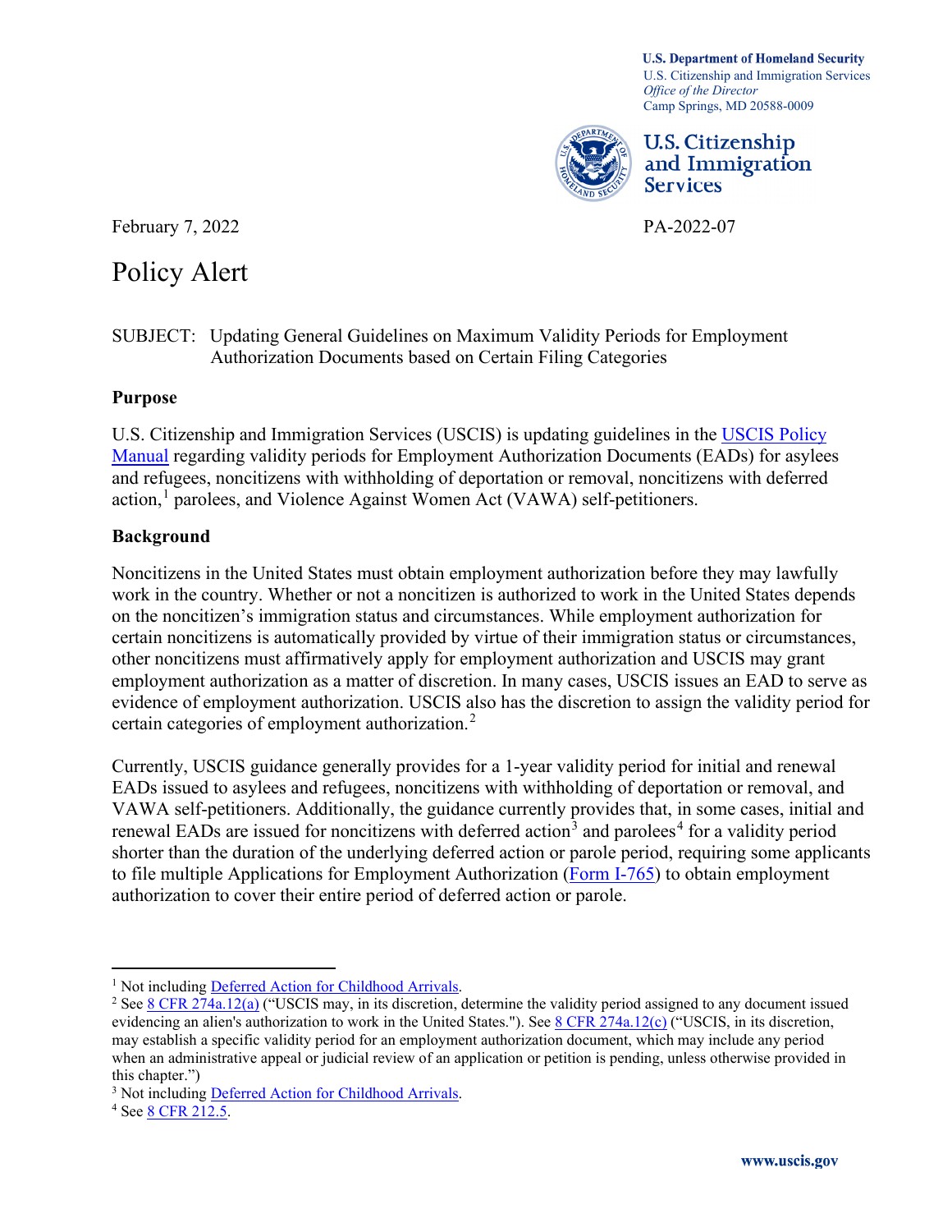U.S. Department of Homeland Security
U.S. Citizenship and Immigration Services
*Office of the Director*
Camp Springs, MD 20588-0009

U.S. Citizenship and Immigration Services

February 7, 2022

PA-2022-07

# Policy Alert

SUBJECT: Updating General Guidelines on Maximum Validity Periods for Employment Authorization Documents based on Certain Filing Categories

## Purpose

U.S. Citizenship and Immigration Services (USCIS) is updating guidelines in the USCIS Policy Manual regarding validity periods for Employment Authorization Documents (EADs) for asylees and refugees, noncitizens with withholding of deportation or removal, noncitizens with deferred action,[1] parolees, and Violence Against Women Act (VAWA) self-petitioners.

## Background

Noncitizens in the United States must obtain employment authorization before they may lawfully work in the country. Whether or not a noncitizen is authorized to work in the United States depends on the noncitizen's immigration status and circumstances. While employment authorization for certain noncitizens is automatically provided by virtue of their immigration status or circumstances, other noncitizens must affirmatively apply for employment authorization and USCIS may grant employment authorization as a matter of discretion. In many cases, USCIS issues an EAD to serve as evidence of employment authorization. USCIS also has the discretion to assign the validity period for certain categories of employment authorization.[2]

Currently, USCIS guidance generally provides for a 1-year validity period for initial and renewal EADs issued to asylees and refugees, noncitizens with withholding of deportation or removal, and VAWA self-petitioners. Additionally, the guidance currently provides that, in some cases, initial and renewal EADs are issued for noncitizens with deferred action[3] and parolees[4] for a validity period shorter than the duration of the underlying deferred action or parole period, requiring some applicants to file multiple Applications for Employment Authorization (Form I-765) to obtain employment authorization to cover their entire period of deferred action or parole.

---

[1] Not including Deferred Action for Childhood Arrivals.

[2] See 8 CFR 274a.12(a) ("USCIS may, in its discretion, determine the validity period assigned to any document issued evidencing an alien's authorization to work in the United States."). See 8 CFR 274a.12(c) ("USCIS, in its discretion, may establish a specific validity period for an employment authorization document, which may include any period when an administrative appeal or judicial review of an application or petition is pending, unless otherwise provided in this chapter.")

[3] Not including Deferred Action for Childhood Arrivals.

[4] See 8 CFR 212.5.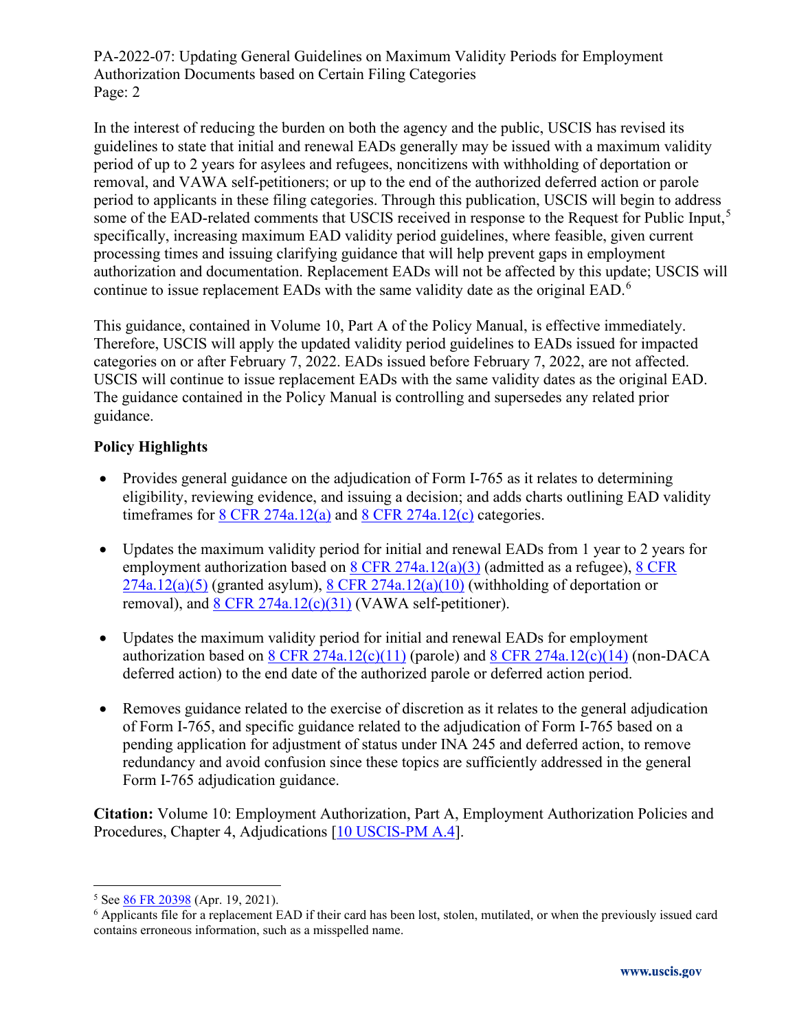In the interest of reducing the burden on both the agency and the public, USCIS has revised its guidelines to state that initial and renewal EADs generally may be issued with a maximum validity period of up to 2 years for asylees and refugees, noncitizens with withholding of deportation or removal, and VAWA self-petitioners; or up to the end of the authorized deferred action or parole period to applicants in these filing categories. Through this publication, USCIS will begin to address some of the EAD-related comments that USCIS received in response to the Request for Public Input,[5] specifically, increasing maximum EAD validity period guidelines, where feasible, given current processing times and issuing clarifying guidance that will help prevent gaps in employment authorization and documentation. Replacement EADs will not be affected by this update; USCIS will continue to issue replacement EADs with the same validity date as the original EAD.[6]

This guidance, contained in Volume 10, Part A of the Policy Manual, is effective immediately. Therefore, USCIS will apply the updated validity period guidelines to EADs issued for impacted categories on or after February 7, 2022. EADs issued before February 7, 2022, are not affected. USCIS will continue to issue replacement EADs with the same validity dates as the original EAD. The guidance contained in the Policy Manual is controlling and supersedes any related prior guidance.

**Policy Highlights**

- Provides general guidance on the adjudication of Form I-765 as it relates to determining eligibility, reviewing evidence, and issuing a decision; and adds charts outlining EAD validity timeframes for 8 CFR 274a.12(a) and 8 CFR 274a.12(c) categories.

- Updates the maximum validity period for initial and renewal EADs from 1 year to 2 years for employment authorization based on 8 CFR 274a.12(a)(3) (admitted as a refugee), 8 CFR 274a.12(a)(5) (granted asylum), 8 CFR 274a.12(a)(10) (withholding of deportation or removal), and 8 CFR 274a.12(c)(31) (VAWA self-petitioner).

- Updates the maximum validity period for initial and renewal EADs for employment authorization based on 8 CFR 274a.12(c)(11) (parole) and 8 CFR 274a.12(c)(14) (non-DACA deferred action) to the end date of the authorized parole or deferred action period.

- Removes guidance related to the exercise of discretion as it relates to the general adjudication of Form I-765, and specific guidance related to the adjudication of Form I-765 based on a pending application for adjustment of status under INA 245 and deferred action, to remove redundancy and avoid confusion since these topics are sufficiently addressed in the general Form I-765 adjudication guidance.

**Citation:** Volume 10: Employment Authorization, Part A, Employment Authorization Policies and Procedures, Chapter 4, Adjudications [10 USCIS-PM A.4].

---

[5] See 86 FR 20398 (Apr. 19, 2021).

[6] Applicants file for a replacement EAD if their card has been lost, stolen, mutilated, or when the previously issued card contains erroneous information, such as a misspelled name.